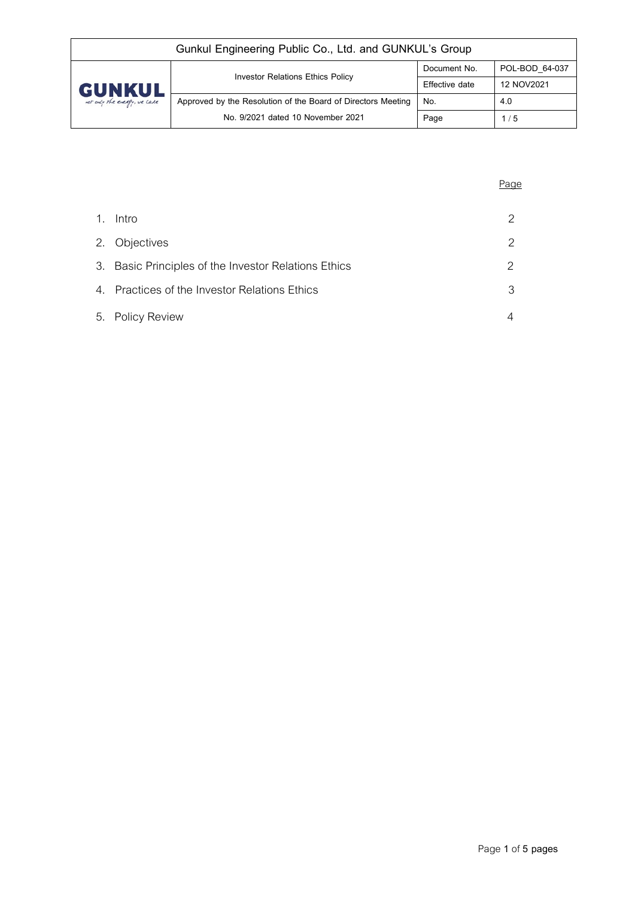| Gunkul Engineering Public Co., Ltd. and GUNKUL's Group | | | |
|---|---|---|---|
| GUNKUL not only the energy, we care | Investor Relations Ethics Policy | Document No. | POL-BOD_64-037 |
| | | Effective date | 12 NOV2021 |
| | Approved by the Resolution of the Board of Directors Meeting | No. | 4.0 |
| | No. 9/2021 dated 10 November 2021 | Page | 1 / 5 |

| | Page |
|---|---|
| 1. Intro | 2 |
| 2. Objectives | 2 |
| 3. Basic Principles of the Investor Relations Ethics | 2 |
| 4. Practices of the Investor Relations Ethics | 3 |
| 5. Policy Review | 4 |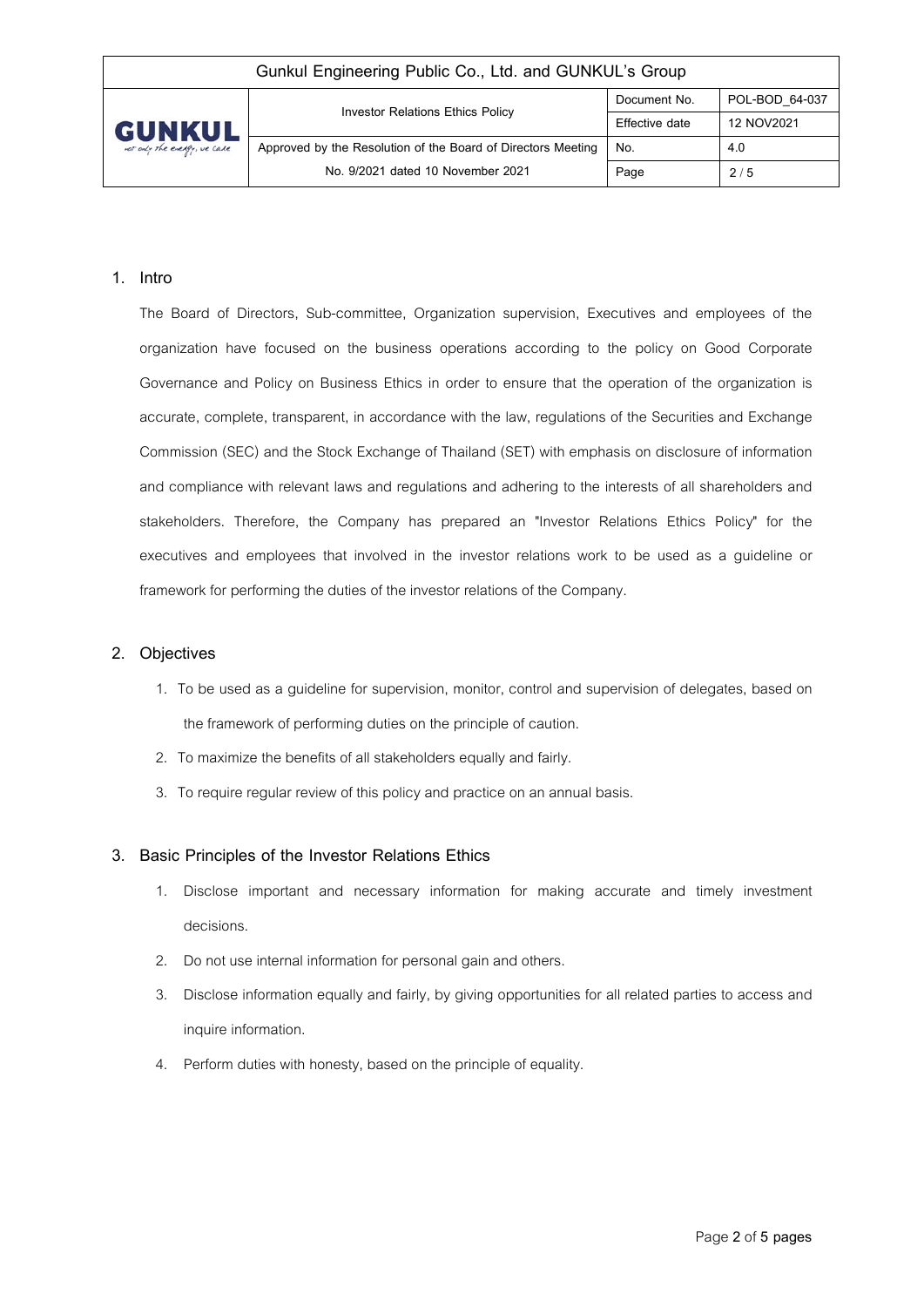## 1. Intro

The Board of Directors, Sub-committee, Organization supervision, Executives and employees of the organization have focused on the business operations according to the policy on Good Corporate Governance and Policy on Business Ethics in order to ensure that the operation of the organization is accurate, complete, transparent, in accordance with the law, regulations of the Securities and Exchange Commission (SEC) and the Stock Exchange of Thailand (SET) with emphasis on disclosure of information and compliance with relevant laws and regulations and adhering to the interests of all shareholders and stakeholders. Therefore, the Company has prepared an "Investor Relations Ethics Policy" for the executives and employees that involved in the investor relations work to be used as a guideline or framework for performing the duties of the investor relations of the Company.

## 2. Objectives

1. To be used as a guideline for supervision, monitor, control and supervision of delegates, based on the framework of performing duties on the principle of caution.
2. To maximize the benefits of all stakeholders equally and fairly.
3. To require regular review of this policy and practice on an annual basis.

## 3. Basic Principles of the Investor Relations Ethics

1. Disclose important and necessary information for making accurate and timely investment decisions.
2. Do not use internal information for personal gain and others.
3. Disclose information equally and fairly, by giving opportunities for all related parties to access and inquire information.
4. Perform duties with honesty, based on the principle of equality.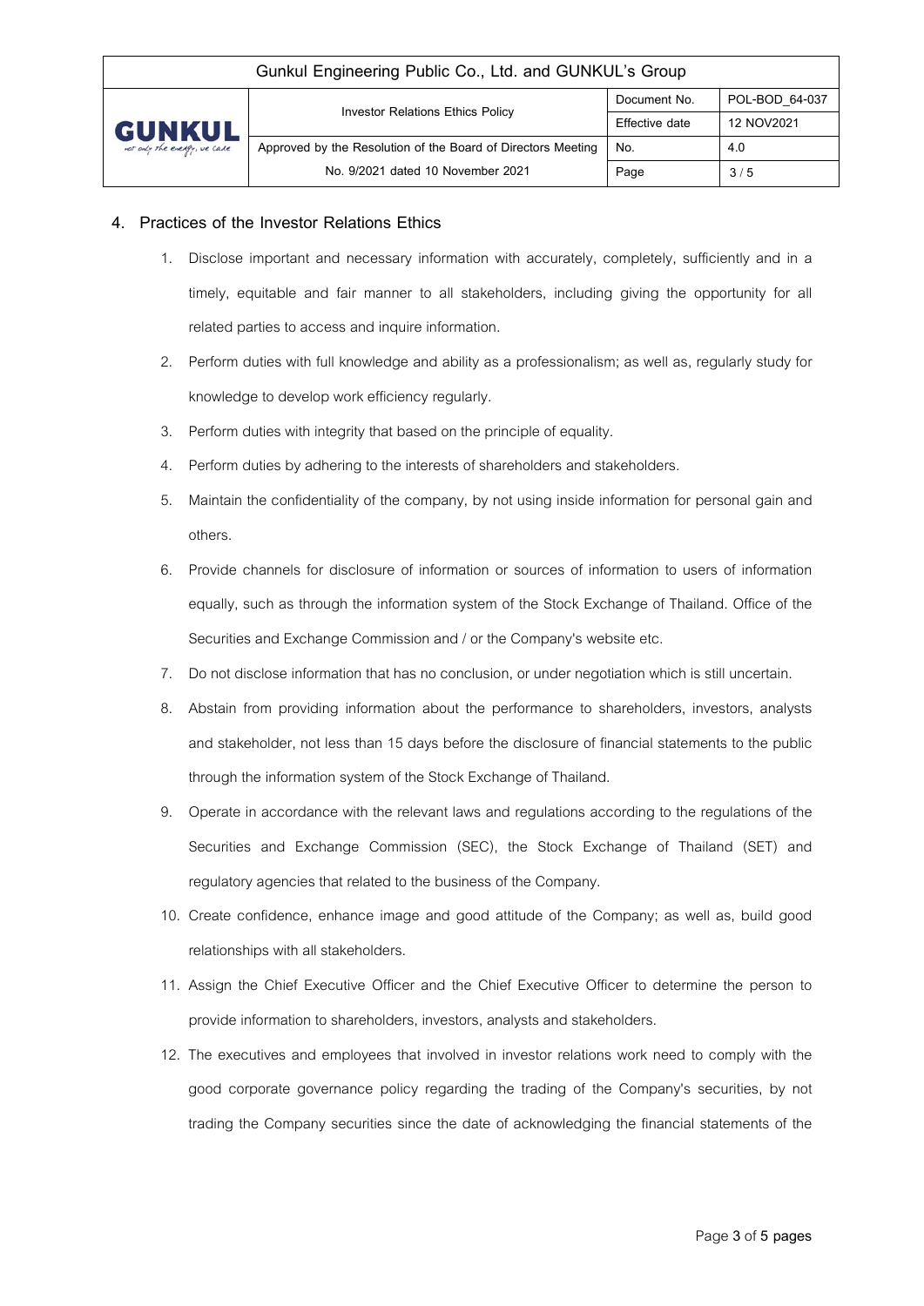## 4. Practices of the Investor Relations Ethics

1. Disclose important and necessary information with accurately, completely, sufficiently and in a timely, equitable and fair manner to all stakeholders, including giving the opportunity for all related parties to access and inquire information.
2. Perform duties with full knowledge and ability as a professionalism; as well as, regularly study for knowledge to develop work efficiency regularly.
3. Perform duties with integrity that based on the principle of equality.
4. Perform duties by adhering to the interests of shareholders and stakeholders.
5. Maintain the confidentiality of the company, by not using inside information for personal gain and others.
6. Provide channels for disclosure of information or sources of information to users of information equally, such as through the information system of the Stock Exchange of Thailand. Office of the Securities and Exchange Commission and / or the Company's website etc.
7. Do not disclose information that has no conclusion, or under negotiation which is still uncertain.
8. Abstain from providing information about the performance to shareholders, investors, analysts and stakeholder, not less than 15 days before the disclosure of financial statements to the public through the information system of the Stock Exchange of Thailand.
9. Operate in accordance with the relevant laws and regulations according to the regulations of the Securities and Exchange Commission (SEC), the Stock Exchange of Thailand (SET) and regulatory agencies that related to the business of the Company.
10. Create confidence, enhance image and good attitude of the Company; as well as, build good relationships with all stakeholders.
11. Assign the Chief Executive Officer and the Chief Executive Officer to determine the person to provide information to shareholders, investors, analysts and stakeholders.
12. The executives and employees that involved in investor relations work need to comply with the good corporate governance policy regarding the trading of the Company's securities, by not trading the Company securities since the date of acknowledging the financial statements of the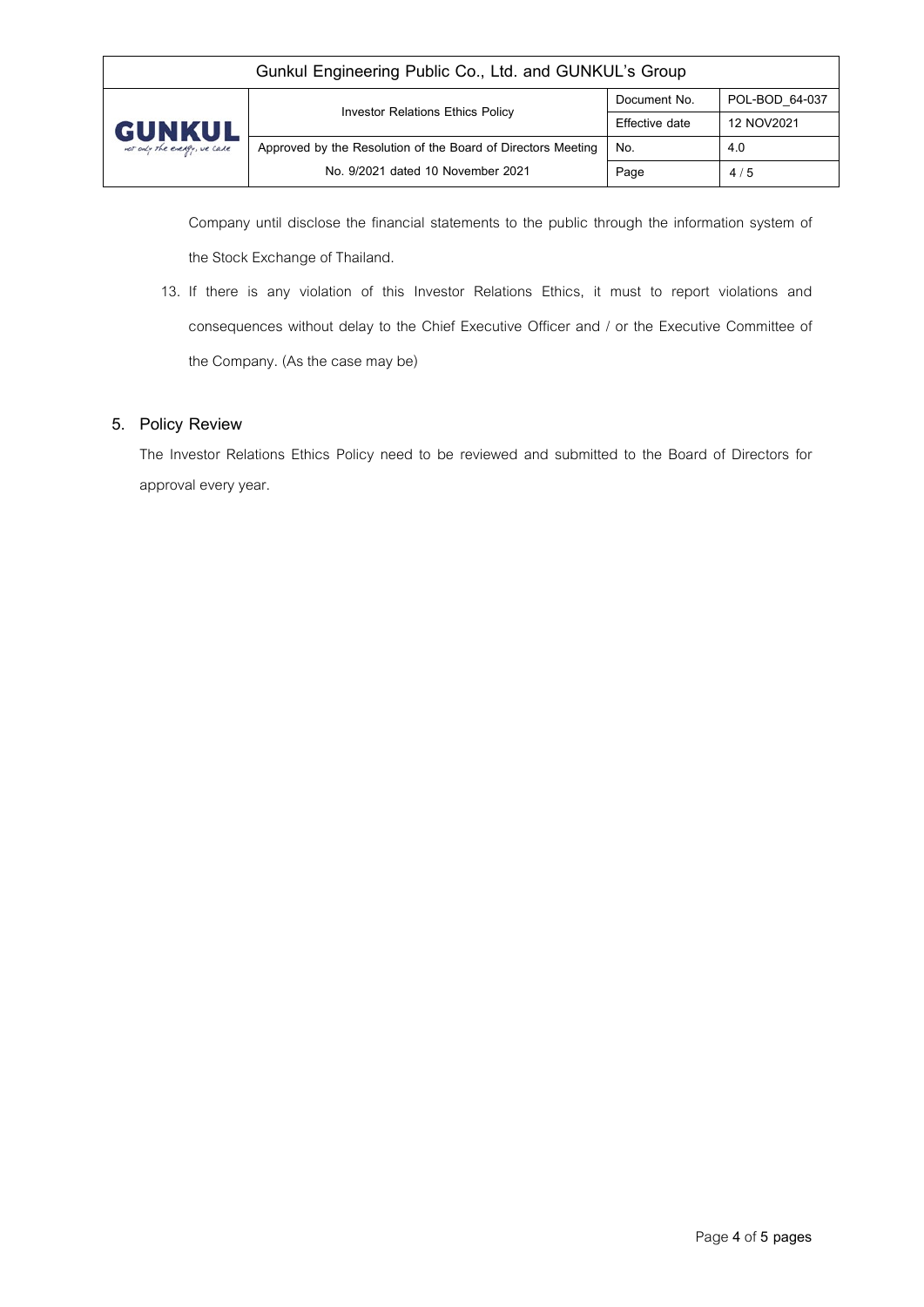Company until disclose the financial statements to the public through the information system of the Stock Exchange of Thailand.

13. If there is any violation of this Investor Relations Ethics, it must to report violations and consequences without delay to the Chief Executive Officer and / or the Executive Committee of the Company. (As the case may be)

## 5. Policy Review

The Investor Relations Ethics Policy need to be reviewed and submitted to the Board of Directors for approval every year.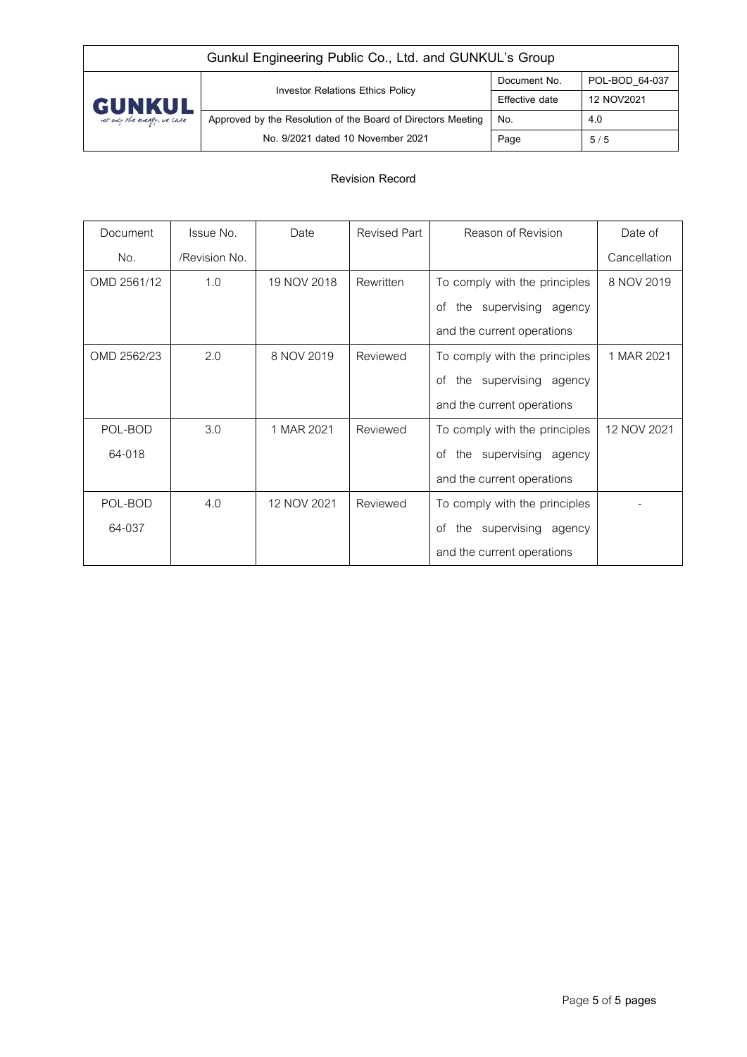## Revision Record

| Document No. | Issue No. /Revision No. | Date | Revised Part | Reason of Revision | Date of Cancellation |
|---|---|---|---|---|---|
| OMD 2561/12 | 1.0 | 19 NOV 2018 | Rewritten | To comply with the principles of the supervising agency and the current operations | 8 NOV 2019 |
| OMD 2562/23 | 2.0 | 8 NOV 2019 | Reviewed | To comply with the principles of the supervising agency and the current operations | 1 MAR 2021 |
| POL-BOD 64-018 | 3.0 | 1 MAR 2021 | Reviewed | To comply with the principles of the supervising agency and the current operations | 12 NOV 2021 |
| POL-BOD 64-037 | 4.0 | 12 NOV 2021 | Reviewed | To comply with the principles of the supervising agency and the current operations | - |